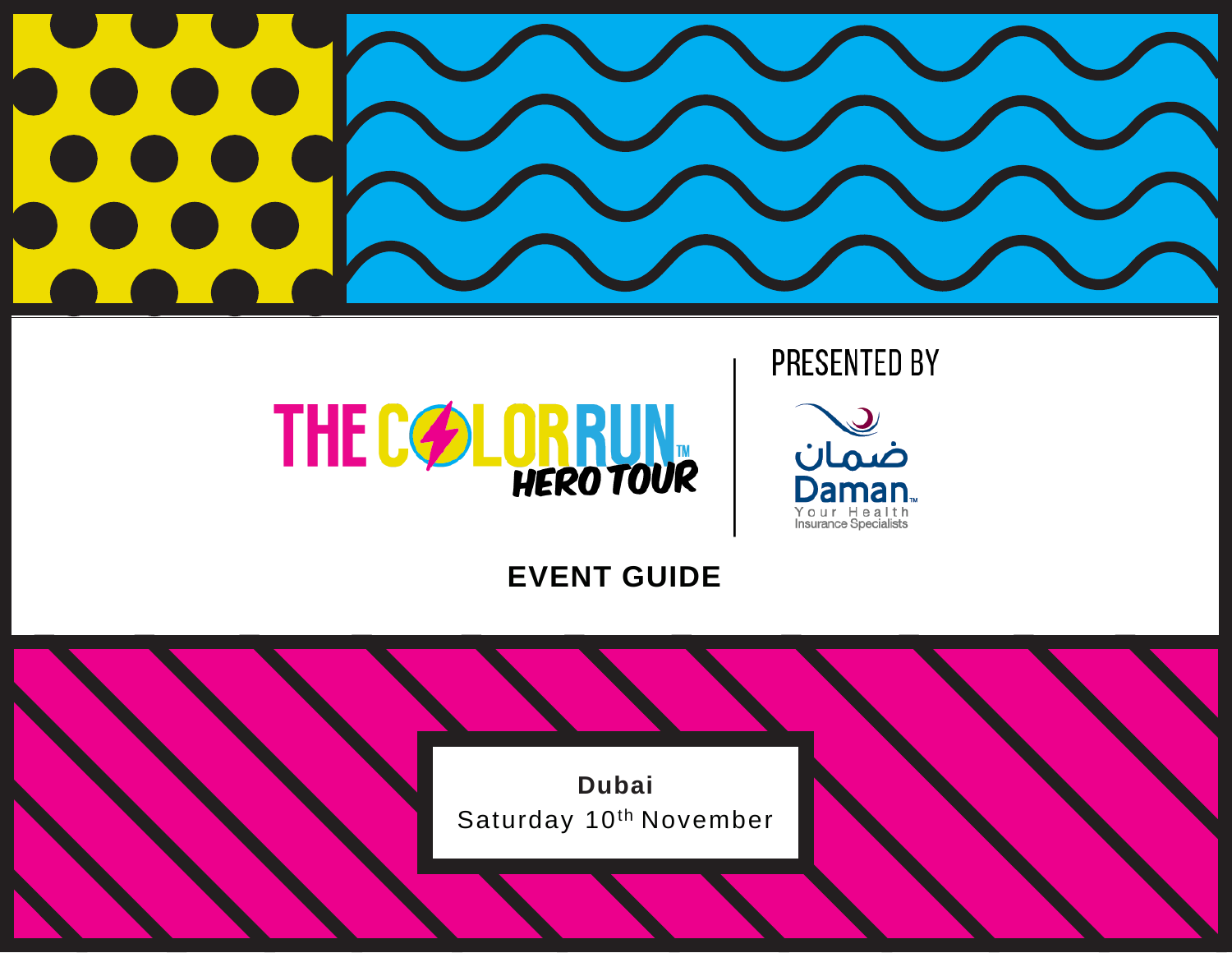THE COLOR RUN™ HERO TOUR

PRESENTED BY

ضمان

Daman™

Your Health Insurance Specialists

# EVENT GUIDE

**Dubai**

Saturday 10th November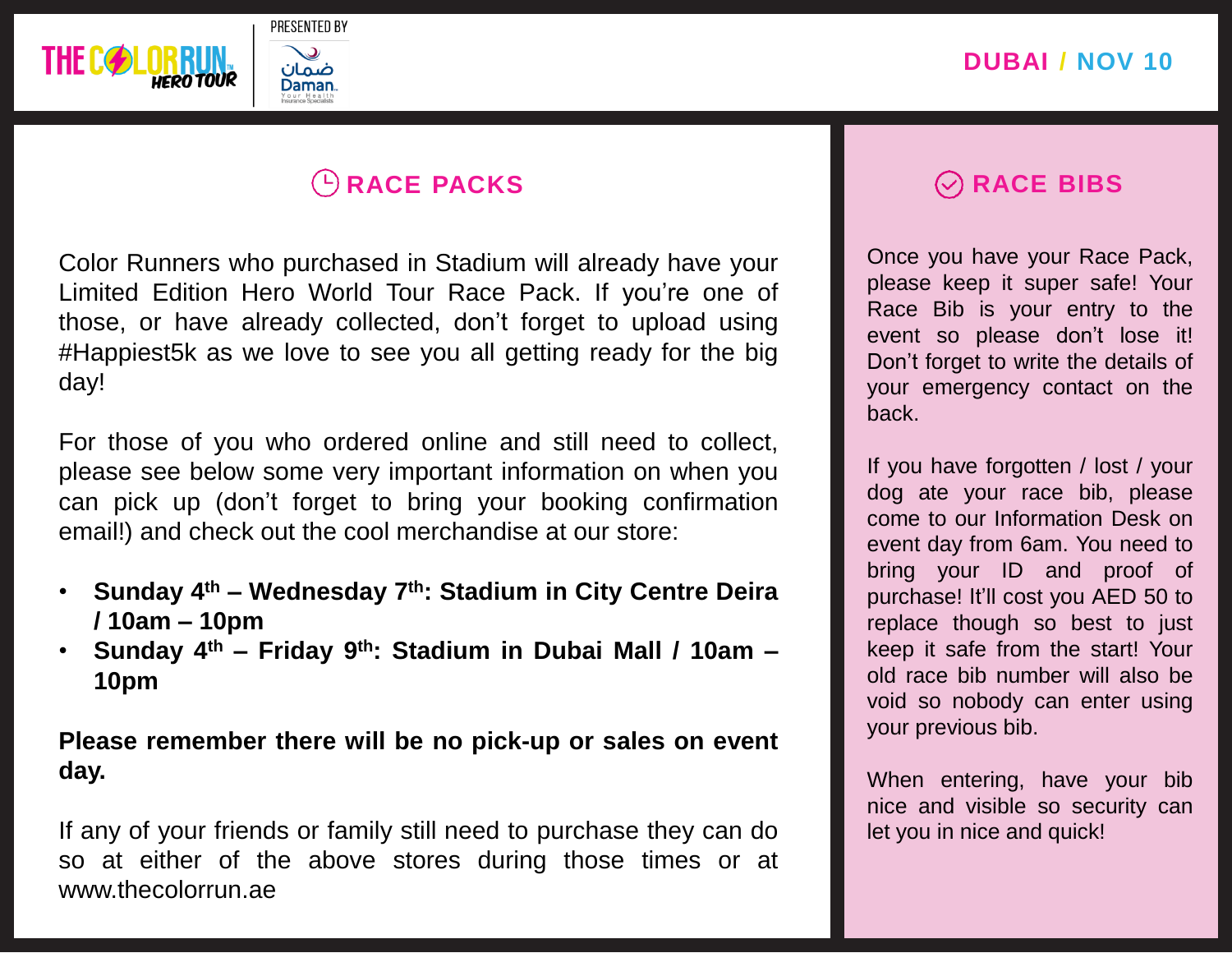# RACE PACKS

Color Runners who purchased in Stadium will already have your Limited Edition Hero World Tour Race Pack. If you're one of those, or have already collected, don't forget to upload using #Happiest5k as we love to see you all getting ready for the big day!

For those of you who ordered online and still need to collect, please see below some very important information on when you can pick up (don't forget to bring your booking confirmation email!) and check out the cool merchandise at our store:

- **Sunday 4th – Wednesday 7th: Stadium in City Centre Deira / 10am – 10pm**
- **Sunday 4th – Friday 9th: Stadium in Dubai Mall / 10am – 10pm**

**Please remember there will be no pick-up or sales on event day.**

If any of your friends or family still need to purchase they can do so at either of the above stores during those times or at www.thecolorrun.ae

# RACE BIBS

Once you have your Race Pack, please keep it super safe! Your Race Bib is your entry to the event so please don't lose it! Don't forget to write the details of your emergency contact on the back.

If you have forgotten / lost / your dog ate your race bib, please come to our Information Desk on event day from 6am. You need to bring your ID and proof of purchase! It'll cost you AED 50 to replace though so best to just keep it safe from the start! Your old race bib number will also be void so nobody can enter using your previous bib.

When entering, have your bib nice and visible so security can let you in nice and quick!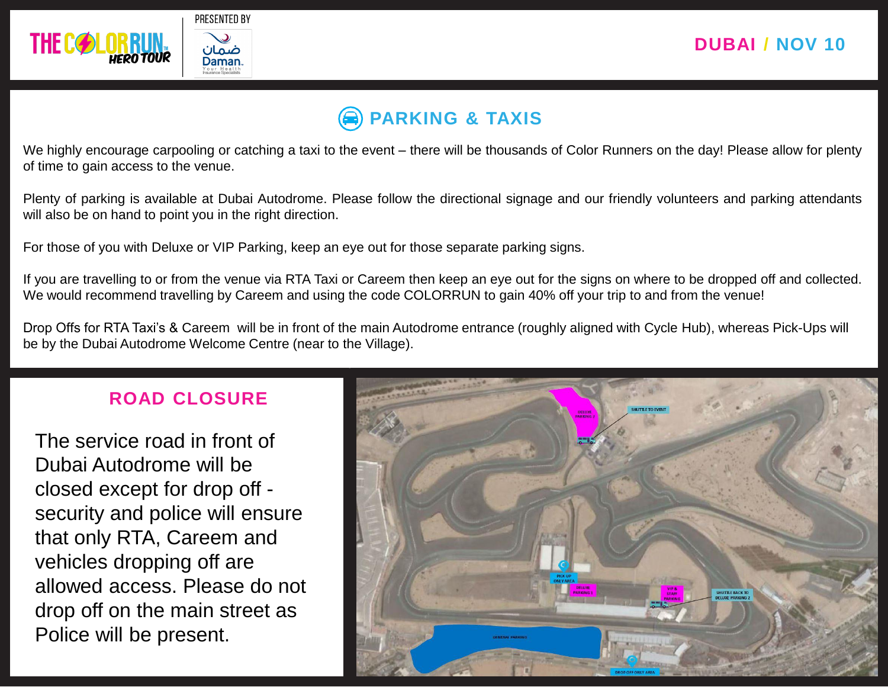THE COLOR RUN™ HERO TOUR

PRESENTED BY

ضمان Daman. Your Health Insurance Specialists

DUBAI / NOV 10

## PARKING & TAXIS

We highly encourage carpooling or catching a taxi to the event – there will be thousands of Color Runners on the day! Please allow for plenty of time to gain access to the venue.

Plenty of parking is available at Dubai Autodrome. Please follow the directional signage and our friendly volunteers and parking attendants will also be on hand to point you in the right direction.

For those of you with Deluxe or VIP Parking, keep an eye out for those separate parking signs.

If you are travelling to or from the venue via RTA Taxi or Careem then keep an eye out for the signs on where to be dropped off and collected. We would recommend travelling by Careem and using the code COLORRUN to gain 40% off your trip to and from the venue!

Drop Offs for RTA Taxi's & Careem will be in front of the main Autodrome entrance (roughly aligned with Cycle Hub), whereas Pick-Ups will be by the Dubai Autodrome Welcome Centre (near to the Village).

## ROAD CLOSURE

The service road in front of Dubai Autodrome will be closed except for drop off - security and police will ensure that only RTA, Careem and vehicles dropping off are allowed access. Please do not drop off on the main street as Police will be present.

DELUXE PARKING 2

SHUTTLE TO EVENT

PICK UP ONLY AREA

DELUXE PARKING 1

VIP & STAFF PARKING

SHUTTLE BACK TO DELUXE PARKING 2

GENERAL PARKING

DROP OFF ONLY AREA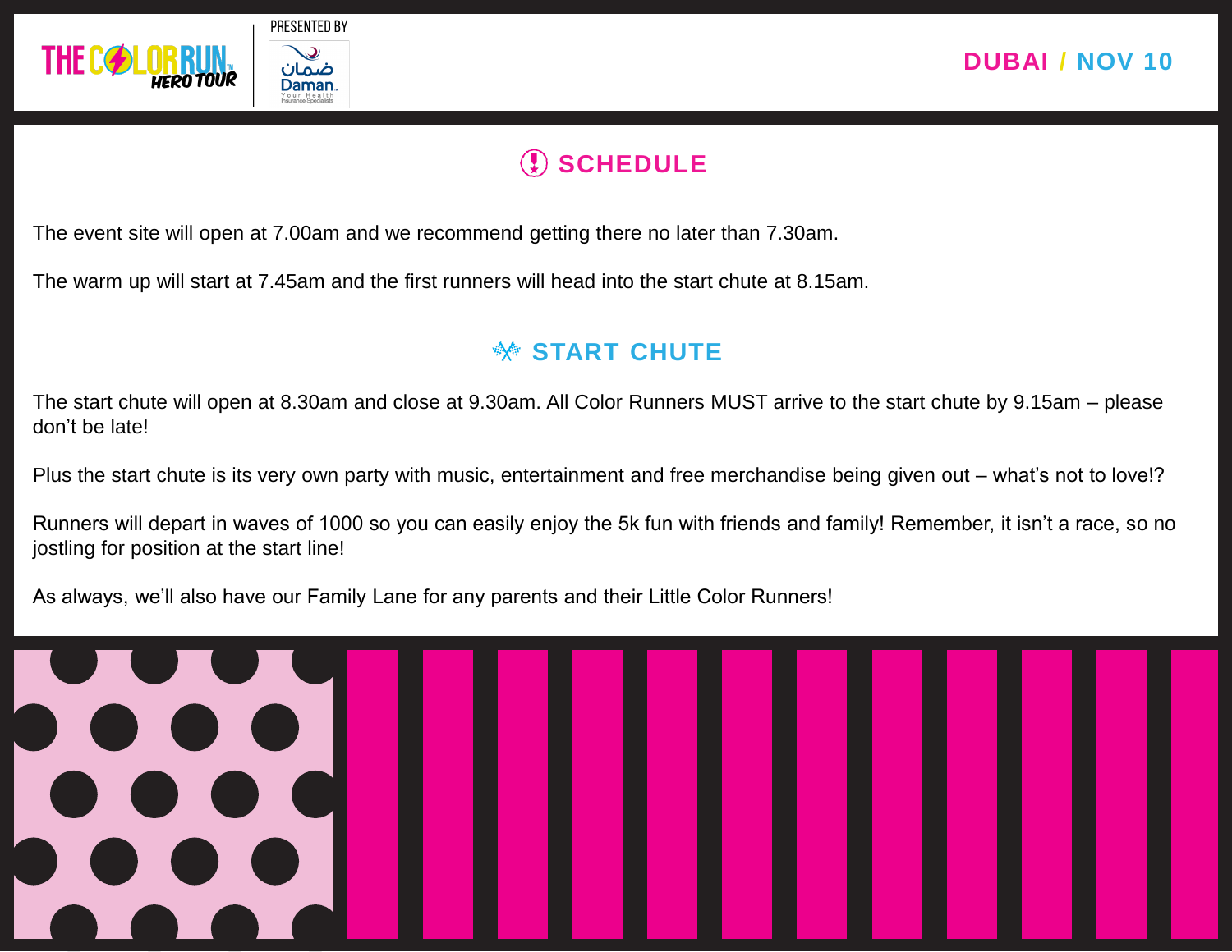## SCHEDULE

The event site will open at 7.00am and we recommend getting there no later than 7.30am.

The warm up will start at 7.45am and the first runners will head into the start chute at 8.15am.

## START CHUTE

The start chute will open at 8.30am and close at 9.30am. All Color Runners MUST arrive to the start chute by 9.15am – please don't be late!

Plus the start chute is its very own party with music, entertainment and free merchandise being given out – what's not to love!?

Runners will depart in waves of 1000 so you can easily enjoy the 5k fun with friends and family! Remember, it isn't a race, so no jostling for position at the start line!

As always, we'll also have our Family Lane for any parents and their Little Color Runners!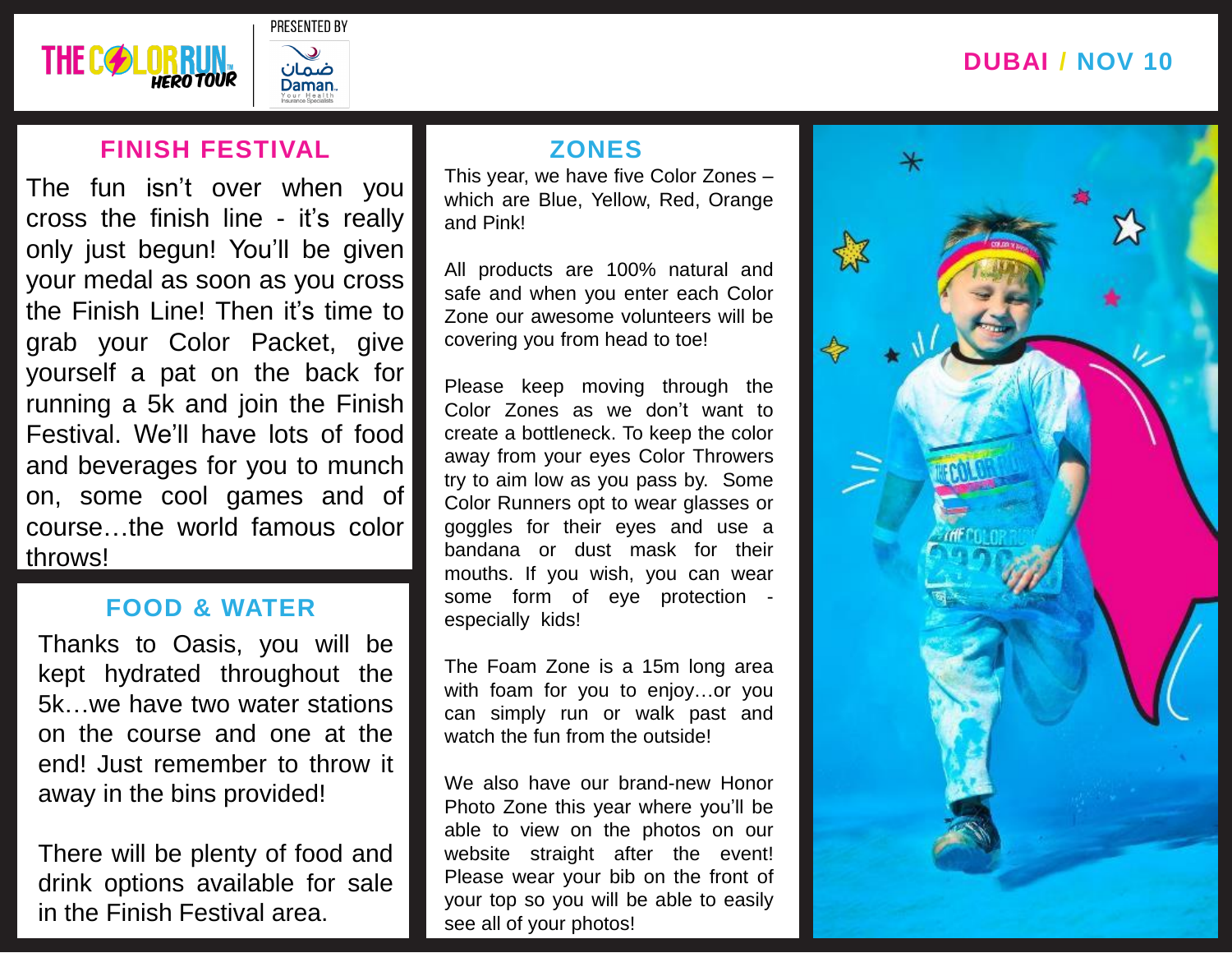THE COLOR RUN HERO TOUR | PRESENTED BY Daman

**DUBAI / NOV 10**

## FINISH FESTIVAL

The fun isn't over when you cross the finish line - it's really only just begun! You'll be given your medal as soon as you cross the Finish Line! Then it's time to grab your Color Packet, give yourself a pat on the back for running a 5k and join the Finish Festival. We'll have lots of food and beverages for you to munch on, some cool games and of course…the world famous color throws!

## FOOD & WATER

Thanks to Oasis, you will be kept hydrated throughout the 5k…we have two water stations on the course and one at the end! Just remember to throw it away in the bins provided!

There will be plenty of food and drink options available for sale in the Finish Festival area.

## ZONES

This year, we have five Color Zones – which are Blue, Yellow, Red, Orange and Pink!

All products are 100% natural and safe and when you enter each Color Zone our awesome volunteers will be covering you from head to toe!

Please keep moving through the Color Zones as we don't want to create a bottleneck. To keep the color away from your eyes Color Throwers try to aim low as you pass by. Some Color Runners opt to wear glasses or goggles for their eyes and use a bandana or dust mask for their mouths. If you wish, you can wear some form of eye protection - especially kids!

The Foam Zone is a 15m long area with foam for you to enjoy…or you can simply run or walk past and watch the fun from the outside!

We also have our brand-new Honor Photo Zone this year where you'll be able to view on the photos on our website straight after the event! Please wear your bib on the front of your top so you will be able to easily see all of your photos!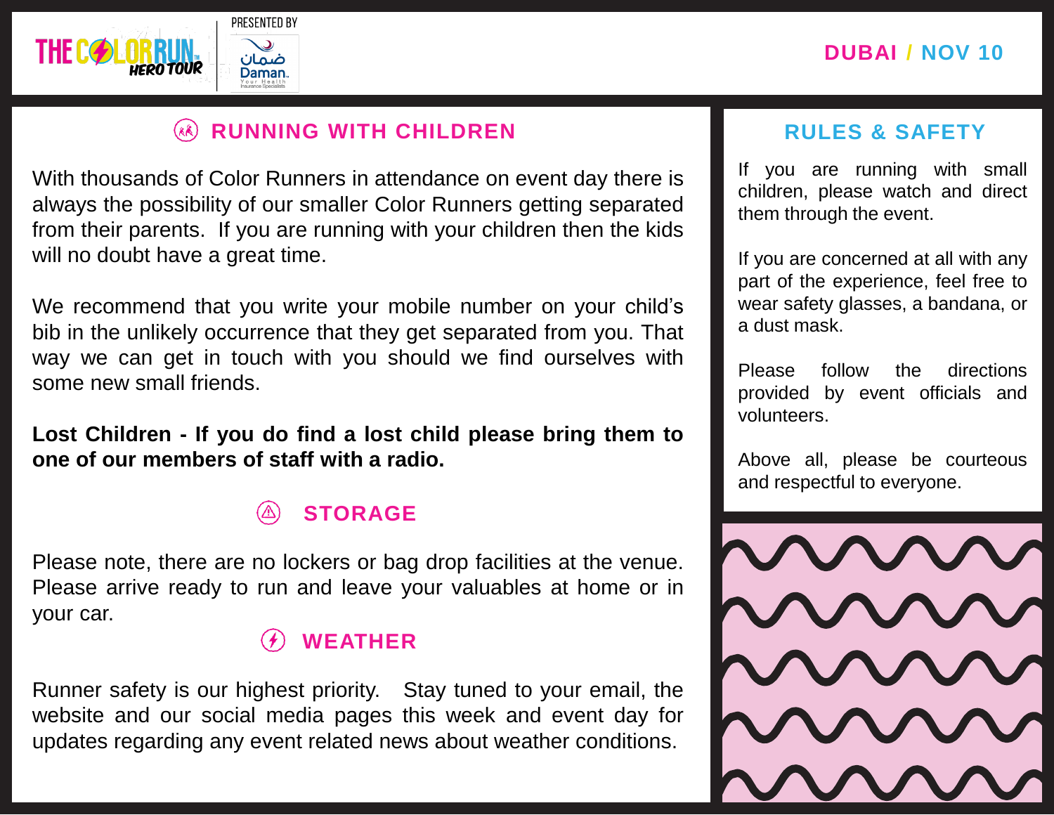# RUNNING WITH CHILDREN

With thousands of Color Runners in attendance on event day there is always the possibility of our smaller Color Runners getting separated from their parents. If you are running with your children then the kids will no doubt have a great time.

We recommend that you write your mobile number on your child's bib in the unlikely occurrence that they get separated from you. That way we can get in touch with you should we find ourselves with some new small friends.

**Lost Children - If you do find a lost child please bring them to one of our members of staff with a radio.**

# STORAGE

Please note, there are no lockers or bag drop facilities at the venue. Please arrive ready to run and leave your valuables at home or in your car.

# WEATHER

Runner safety is our highest priority. Stay tuned to your email, the website and our social media pages this week and event day for updates regarding any event related news about weather conditions.

# RULES & SAFETY

If you are running with small children, please watch and direct them through the event.

If you are concerned at all with any part of the experience, feel free to wear safety glasses, a bandana, or a dust mask.

Please follow the directions provided by event officials and volunteers.

Above all, please be courteous and respectful to everyone.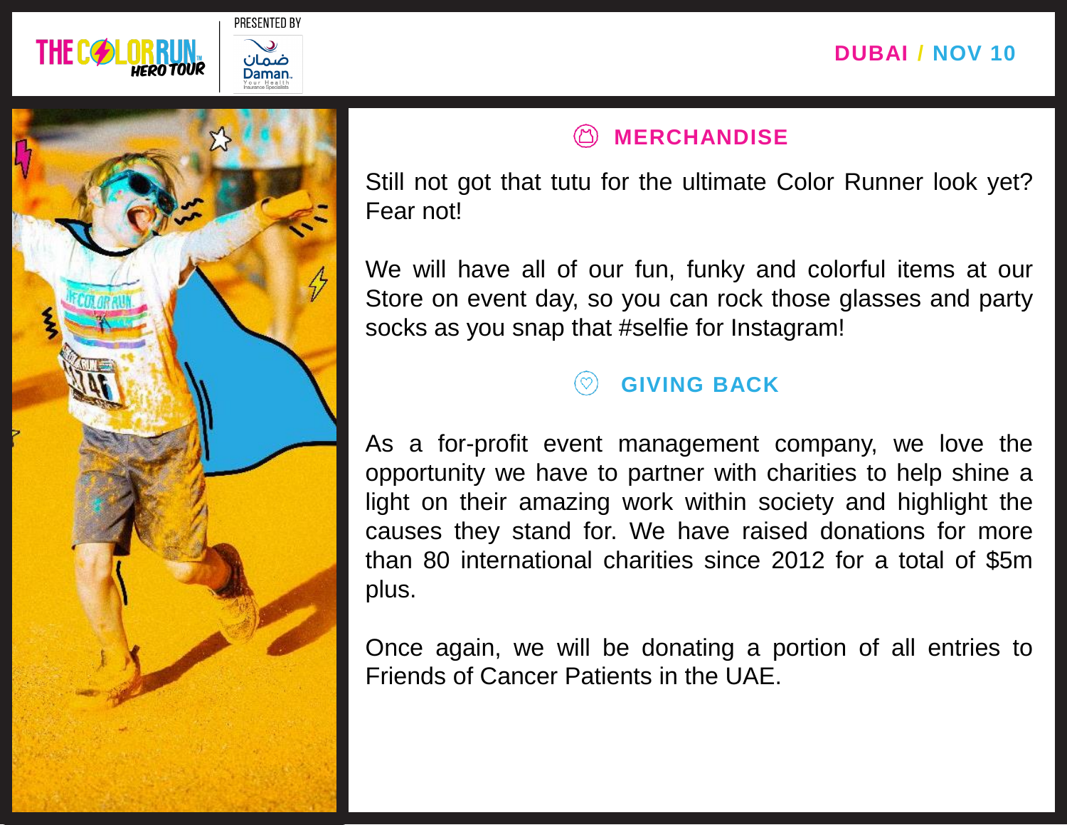## MERCHANDISE

Still not got that tutu for the ultimate Color Runner look yet? Fear not!

We will have all of our fun, funky and colorful items at our Store on event day, so you can rock those glasses and party socks as you snap that #selfie for Instagram!

## GIVING BACK

As a for-profit event management company, we love the opportunity we have to partner with charities to help shine a light on their amazing work within society and highlight the causes they stand for. We have raised donations for more than 80 international charities since 2012 for a total of $5m plus.

Once again, we will be donating a portion of all entries to Friends of Cancer Patients in the UAE.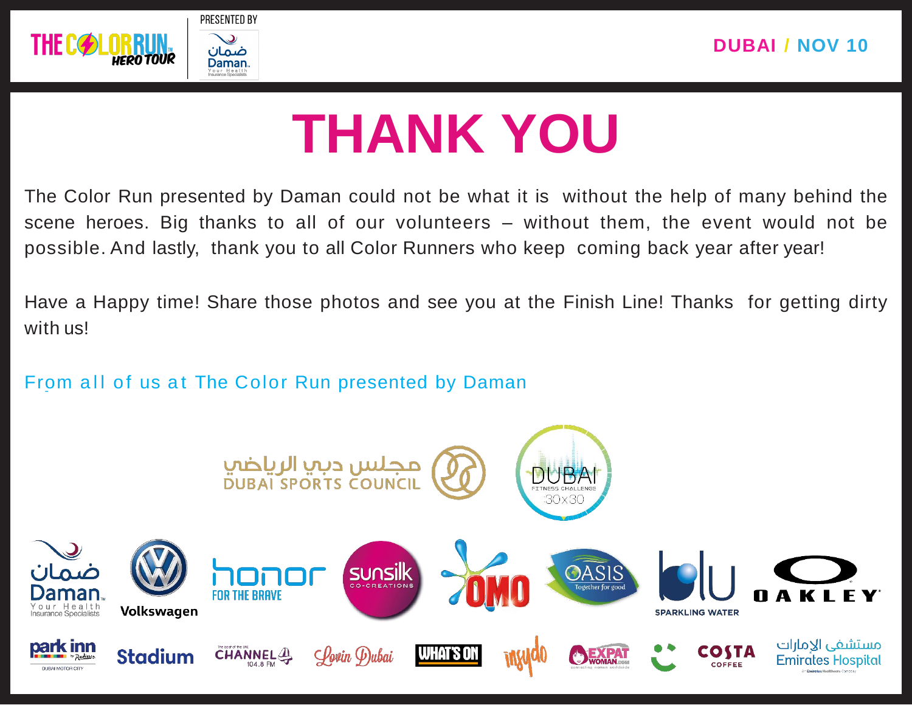# THANK YOU

The Color Run presented by Daman could not be what it is without the help of many behind the scene heroes. Big thanks to all of our volunteers – without them, the event would not be possible. And lastly, thank you to all Color Runners who keep coming back year after year!

Have a Happy time! Share those photos and see you at the Finish Line! Thanks for getting dirty with us!

From all of us at The Color Run presented by Daman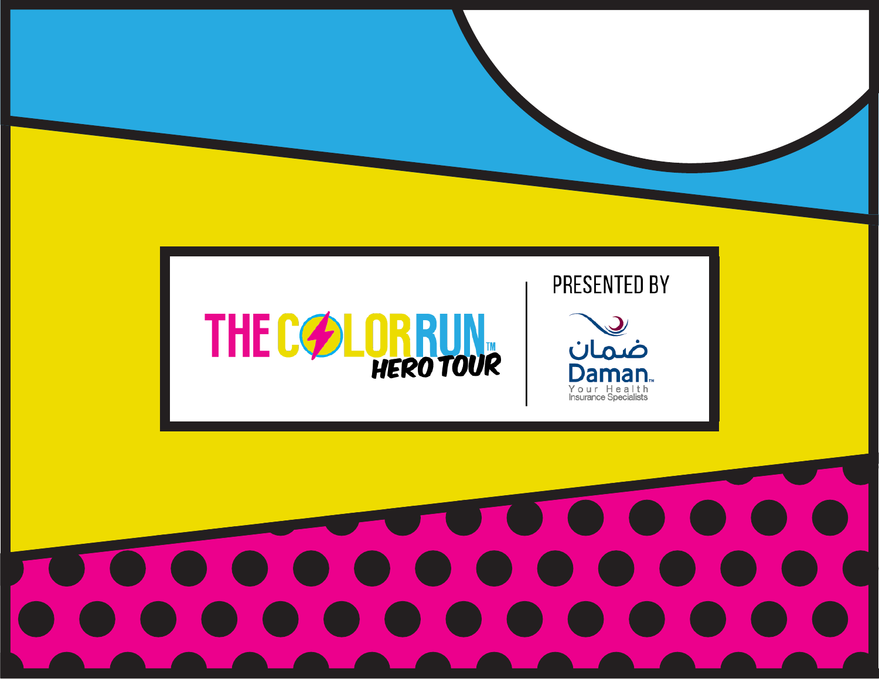THE COLOR RUN™ HERO TOUR

PRESENTED BY

ضمان
Daman™
Your Health
Insurance Specialists